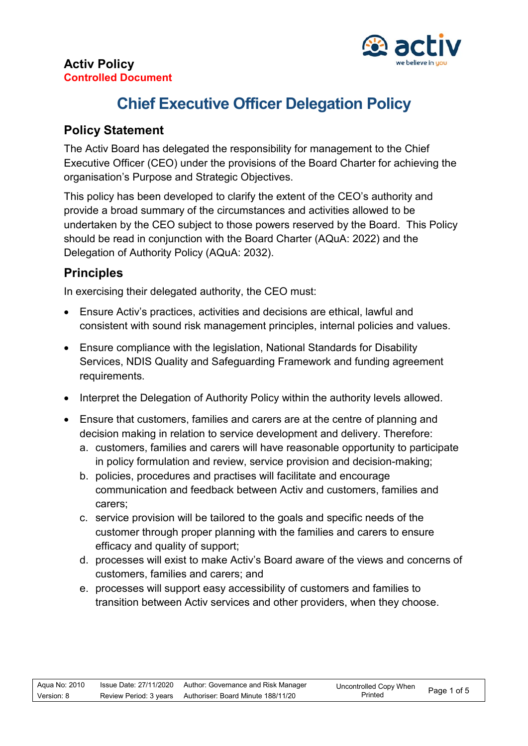**Activ Policy**
**Controlled Document**

# Chief Executive Officer Delegation Policy

## Policy Statement

The Activ Board has delegated the responsibility for management to the Chief Executive Officer (CEO) under the provisions of the Board Charter for achieving the organisation's Purpose and Strategic Objectives.

This policy has been developed to clarify the extent of the CEO's authority and provide a broad summary of the circumstances and activities allowed to be undertaken by the CEO subject to those powers reserved by the Board. This Policy should be read in conjunction with the Board Charter (AQuA: 2022) and the Delegation of Authority Policy (AQuA: 2032).

## Principles

In exercising their delegated authority, the CEO must:

- Ensure Activ's practices, activities and decisions are ethical, lawful and consistent with sound risk management principles, internal policies and values.
- Ensure compliance with the legislation, National Standards for Disability Services, NDIS Quality and Safeguarding Framework and funding agreement requirements.
- Interpret the Delegation of Authority Policy within the authority levels allowed.
- Ensure that customers, families and carers are at the centre of planning and decision making in relation to service development and delivery. Therefore:
  a. customers, families and carers will have reasonable opportunity to participate in policy formulation and review, service provision and decision-making;
  b. policies, procedures and practises will facilitate and encourage communication and feedback between Activ and customers, families and carers;
  c. service provision will be tailored to the goals and specific needs of the customer through proper planning with the families and carers to ensure efficacy and quality of support;
  d. processes will exist to make Activ's Board aware of the views and concerns of customers, families and carers; and
  e. processes will support easy accessibility of customers and families to transition between Activ services and other providers, when they choose.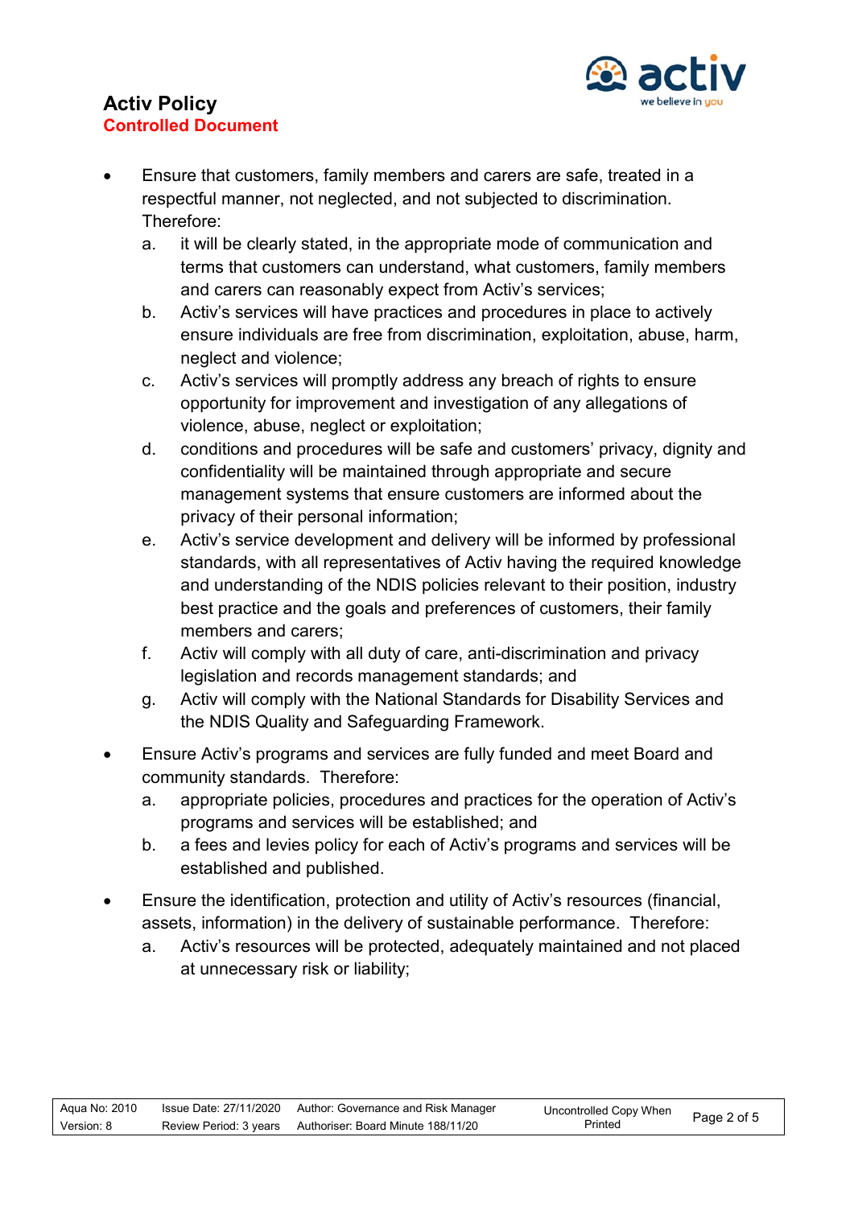- Ensure that customers, family members and carers are safe, treated in a respectful manner, not neglected, and not subjected to discrimination. Therefore:
  a. it will be clearly stated, in the appropriate mode of communication and terms that customers can understand, what customers, family members and carers can reasonably expect from Activ's services;
  b. Activ's services will have practices and procedures in place to actively ensure individuals are free from discrimination, exploitation, abuse, harm, neglect and violence;
  c. Activ's services will promptly address any breach of rights to ensure opportunity for improvement and investigation of any allegations of violence, abuse, neglect or exploitation;
  d. conditions and procedures will be safe and customers' privacy, dignity and confidentiality will be maintained through appropriate and secure management systems that ensure customers are informed about the privacy of their personal information;
  e. Activ's service development and delivery will be informed by professional standards, with all representatives of Activ having the required knowledge and understanding of the NDIS policies relevant to their position, industry best practice and the goals and preferences of customers, their family members and carers;
  f. Activ will comply with all duty of care, anti-discrimination and privacy legislation and records management standards; and
  g. Activ will comply with the National Standards for Disability Services and the NDIS Quality and Safeguarding Framework.

- Ensure Activ's programs and services are fully funded and meet Board and community standards. Therefore:
  a. appropriate policies, procedures and practices for the operation of Activ's programs and services will be established; and
  b. a fees and levies policy for each of Activ's programs and services will be established and published.

- Ensure the identification, protection and utility of Activ's resources (financial, assets, information) in the delivery of sustainable performance. Therefore:
  a. Activ's resources will be protected, adequately maintained and not placed at unnecessary risk or liability;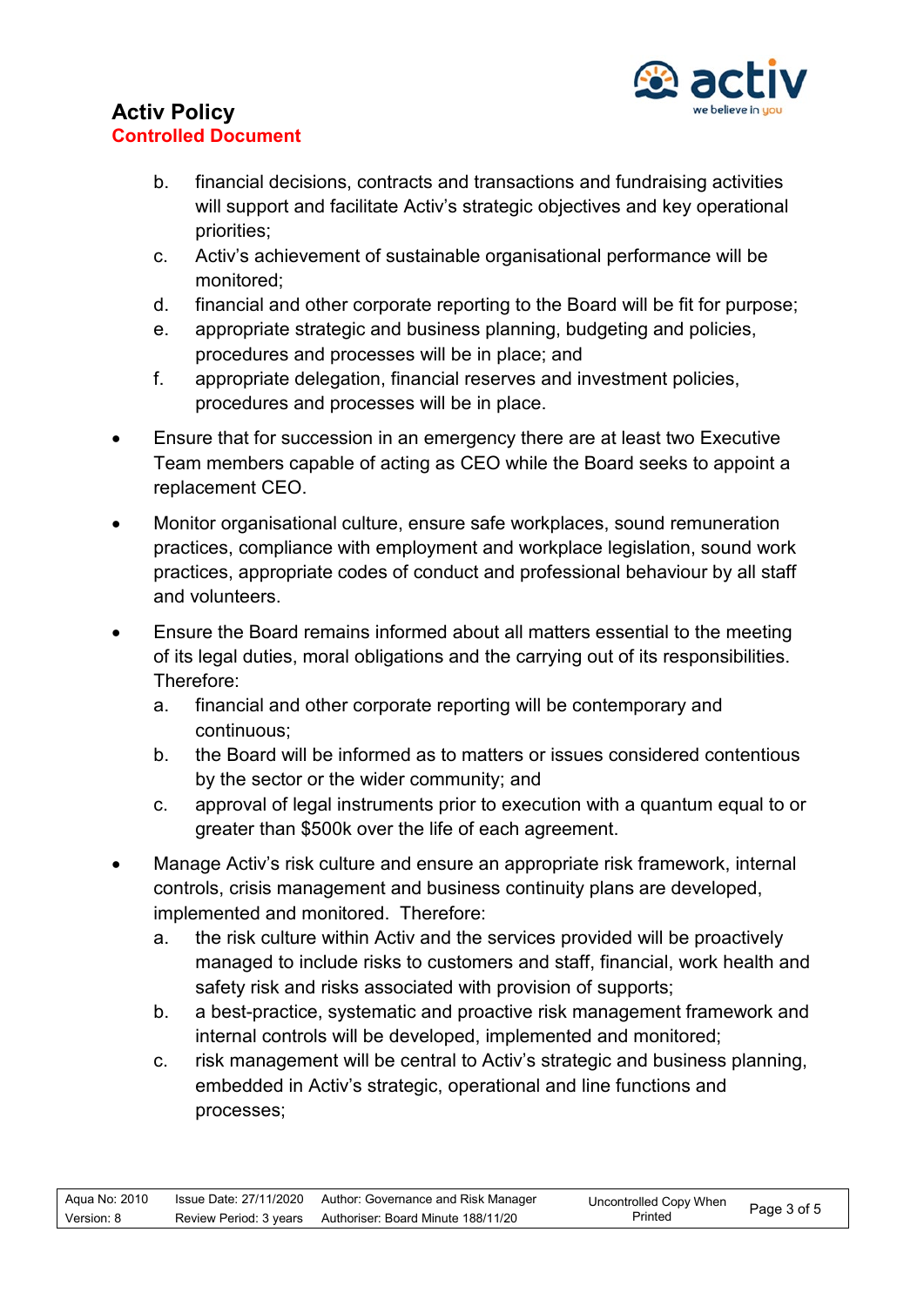b. financial decisions, contracts and transactions and fundraising activities will support and facilitate Activ's strategic objectives and key operational priorities;
   c. Activ's achievement of sustainable organisational performance will be monitored;
   d. financial and other corporate reporting to the Board will be fit for purpose;
   e. appropriate strategic and business planning, budgeting and policies, procedures and processes will be in place; and
   f. appropriate delegation, financial reserves and investment policies, procedures and processes will be in place.

- Ensure that for succession in an emergency there are at least two Executive Team members capable of acting as CEO while the Board seeks to appoint a replacement CEO.

- Monitor organisational culture, ensure safe workplaces, sound remuneration practices, compliance with employment and workplace legislation, sound work practices, appropriate codes of conduct and professional behaviour by all staff and volunteers.

- Ensure the Board remains informed about all matters essential to the meeting of its legal duties, moral obligations and the carrying out of its responsibilities. Therefore:
   a. financial and other corporate reporting will be contemporary and continuous;
   b. the Board will be informed as to matters or issues considered contentious by the sector or the wider community; and
   c. approval of legal instruments prior to execution with a quantum equal to or greater than $500k over the life of each agreement.

- Manage Activ's risk culture and ensure an appropriate risk framework, internal controls, crisis management and business continuity plans are developed, implemented and monitored. Therefore:
   a. the risk culture within Activ and the services provided will be proactively managed to include risks to customers and staff, financial, work health and safety risk and risks associated with provision of supports;
   b. a best-practice, systematic and proactive risk management framework and internal controls will be developed, implemented and monitored;
   c. risk management will be central to Activ's strategic and business planning, embedded in Activ's strategic, operational and line functions and processes;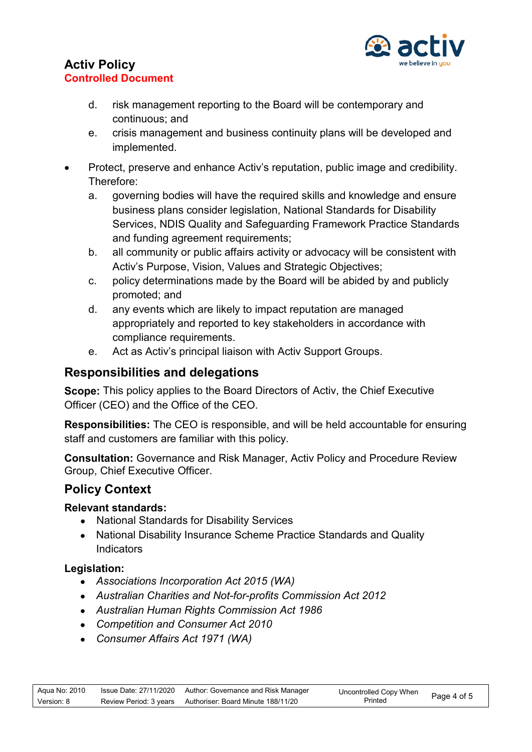d. risk management reporting to the Board will be contemporary and continuous; and
   e. crisis management and business continuity plans will be developed and implemented.

- Protect, preserve and enhance Activ's reputation, public image and credibility. Therefore:
   a. governing bodies will have the required skills and knowledge and ensure business plans consider legislation, National Standards for Disability Services, NDIS Quality and Safeguarding Framework Practice Standards and funding agreement requirements;
   b. all community or public affairs activity or advocacy will be consistent with Activ's Purpose, Vision, Values and Strategic Objectives;
   c. policy determinations made by the Board will be abided by and publicly promoted; and
   d. any events which are likely to impact reputation are managed appropriately and reported to key stakeholders in accordance with compliance requirements.
   e. Act as Activ's principal liaison with Activ Support Groups.

## Responsibilities and delegations

**Scope:** This policy applies to the Board Directors of Activ, the Chief Executive Officer (CEO) and the Office of the CEO.

**Responsibilities:** The CEO is responsible, and will be held accountable for ensuring staff and customers are familiar with this policy.

**Consultation:** Governance and Risk Manager, Activ Policy and Procedure Review Group, Chief Executive Officer.

## Policy Context

### Relevant standards:

- National Standards for Disability Services
- National Disability Insurance Scheme Practice Standards and Quality Indicators

### Legislation:

- *Associations Incorporation Act 2015 (WA)*
- *Australian Charities and Not-for-profits Commission Act 2012*
- *Australian Human Rights Commission Act 1986*
- *Competition and Consumer Act 2010*
- *Consumer Affairs Act 1971 (WA)*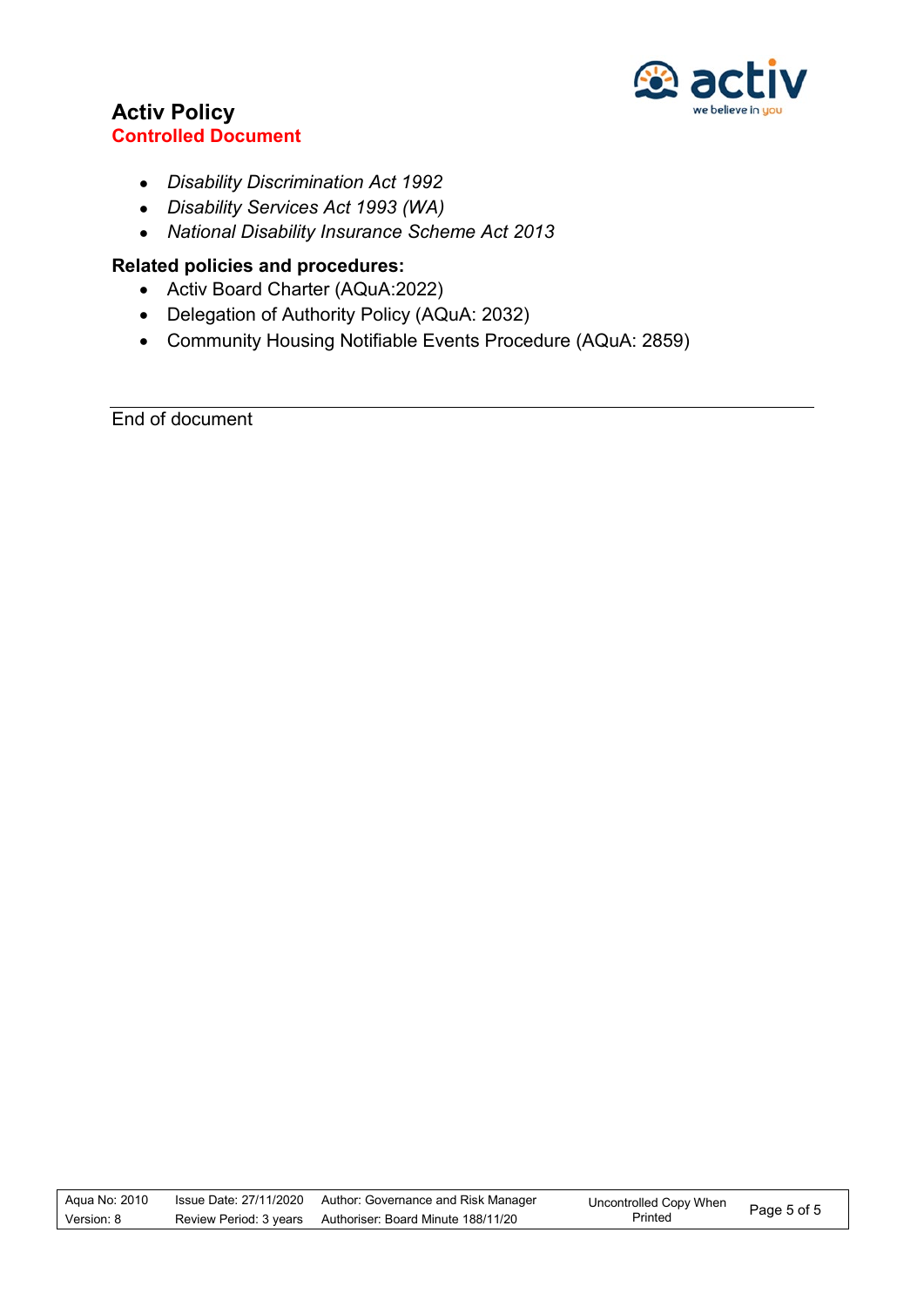- *Disability Discrimination Act 1992*
- *Disability Services Act 1993 (WA)*
- *National Disability Insurance Scheme Act 2013*

**Related policies and procedures:**

- Activ Board Charter (AQuA:2022)
- Delegation of Authority Policy (AQuA: 2032)
- Community Housing Notifiable Events Procedure (AQuA: 2859)

---

End of document